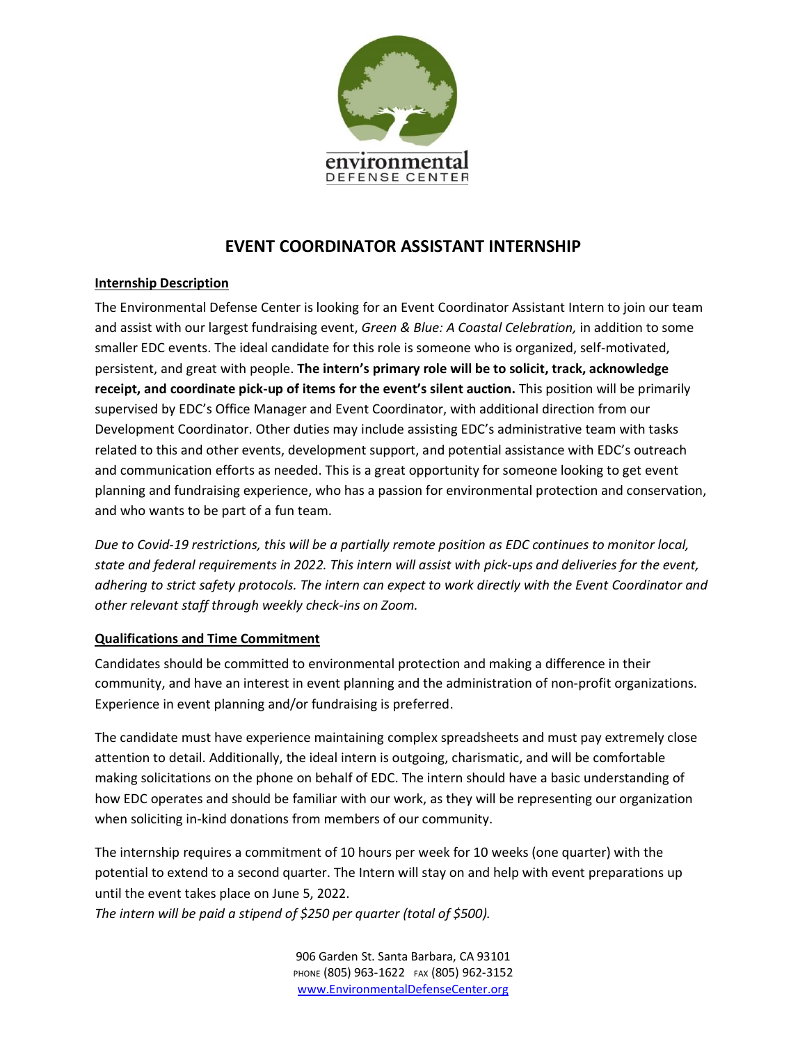environmental
DEFENSE CENTER

# EVENT COORDINATOR ASSISTANT INTERNSHIP

**Internship Description**

The Environmental Defense Center is looking for an Event Coordinator Assistant Intern to join our team and assist with our largest fundraising event, *Green & Blue: A Coastal Celebration,* in addition to some smaller EDC events. The ideal candidate for this role is someone who is organized, self-motivated, persistent, and great with people. **The intern's primary role will be to solicit, track, acknowledge receipt, and coordinate pick-up of items for the event's silent auction.** This position will be primarily supervised by EDC's Office Manager and Event Coordinator, with additional direction from our Development Coordinator. Other duties may include assisting EDC's administrative team with tasks related to this and other events, development support, and potential assistance with EDC's outreach and communication efforts as needed. This is a great opportunity for someone looking to get event planning and fundraising experience, who has a passion for environmental protection and conservation, and who wants to be part of a fun team.

*Due to Covid-19 restrictions, this will be a partially remote position as EDC continues to monitor local, state and federal requirements in 2022. This intern will assist with pick-ups and deliveries for the event, adhering to strict safety protocols. The intern can expect to work directly with the Event Coordinator and other relevant staff through weekly check-ins on Zoom.*

**Qualifications and Time Commitment**

Candidates should be committed to environmental protection and making a difference in their community, and have an interest in event planning and the administration of non-profit organizations. Experience in event planning and/or fundraising is preferred.

The candidate must have experience maintaining complex spreadsheets and must pay extremely close attention to detail. Additionally, the ideal intern is outgoing, charismatic, and will be comfortable making solicitations on the phone on behalf of EDC. The intern should have a basic understanding of how EDC operates and should be familiar with our work, as they will be representing our organization when soliciting in-kind donations from members of our community.

The internship requires a commitment of 10 hours per week for 10 weeks (one quarter) with the potential to extend to a second quarter. The Intern will stay on and help with event preparations up until the event takes place on June 5, 2022.

*The intern will be paid a stipend of $250 per quarter (total of $500).*

906 Garden St. Santa Barbara, CA 93101
PHONE (805) 963-1622 FAX (805) 962-3152
www.EnvironmentalDefenseCenter.org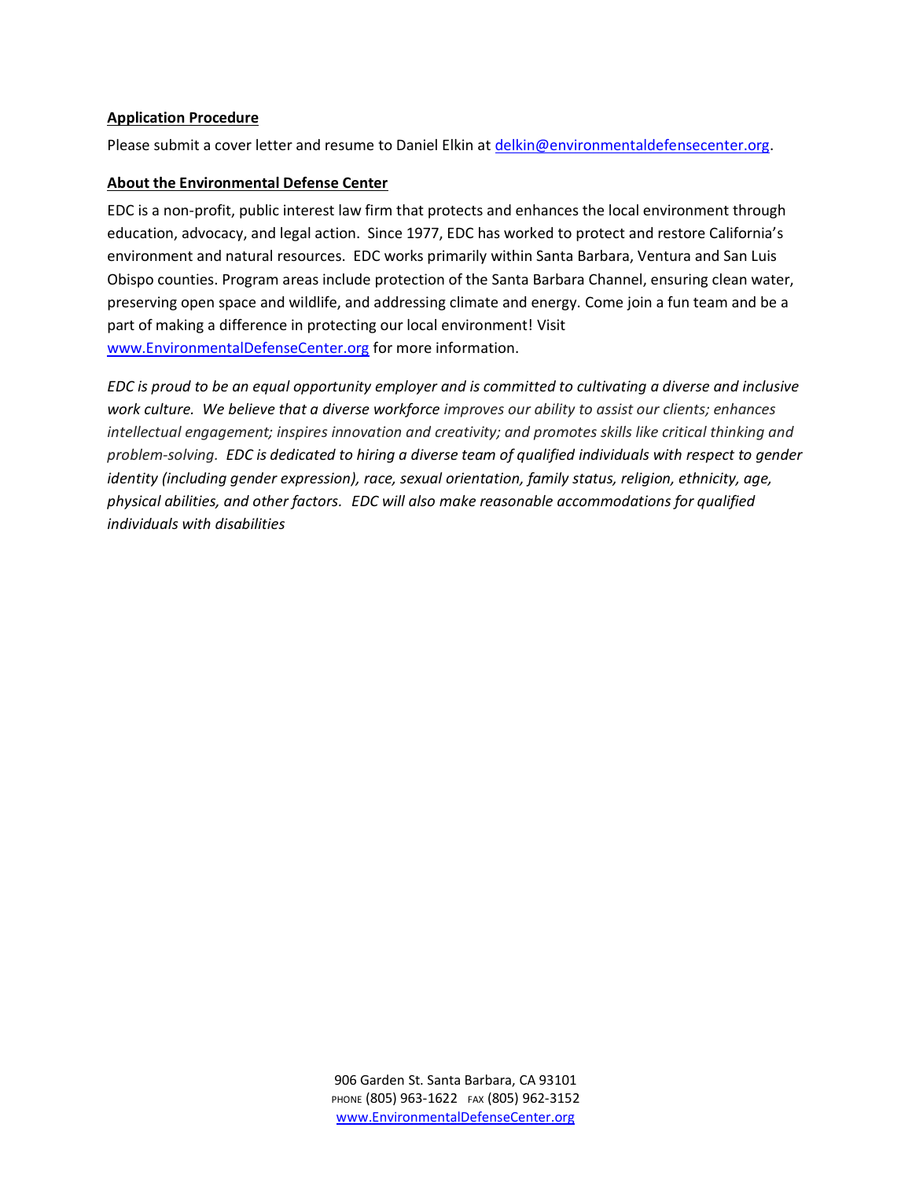**Application Procedure**

Please submit a cover letter and resume to Daniel Elkin at delkin@environmentaldefensecenter.org.

**About the Environmental Defense Center**

EDC is a non-profit, public interest law firm that protects and enhances the local environment through education, advocacy, and legal action. Since 1977, EDC has worked to protect and restore California's environment and natural resources. EDC works primarily within Santa Barbara, Ventura and San Luis Obispo counties. Program areas include protection of the Santa Barbara Channel, ensuring clean water, preserving open space and wildlife, and addressing climate and energy. Come join a fun team and be a part of making a difference in protecting our local environment! Visit www.EnvironmentalDefenseCenter.org for more information.

*EDC is proud to be an equal opportunity employer and is committed to cultivating a diverse and inclusive work culture. We believe that a diverse workforce improves our ability to assist our clients; enhances intellectual engagement; inspires innovation and creativity; and promotes skills like critical thinking and problem-solving. EDC is dedicated to hiring a diverse team of qualified individuals with respect to gender identity (including gender expression), race, sexual orientation, family status, religion, ethnicity, age, physical abilities, and other factors. EDC will also make reasonable accommodations for qualified individuals with disabilities*

906 Garden St. Santa Barbara, CA 93101
PHONE (805) 963-1622 FAX (805) 962-3152
www.EnvironmentalDefenseCenter.org